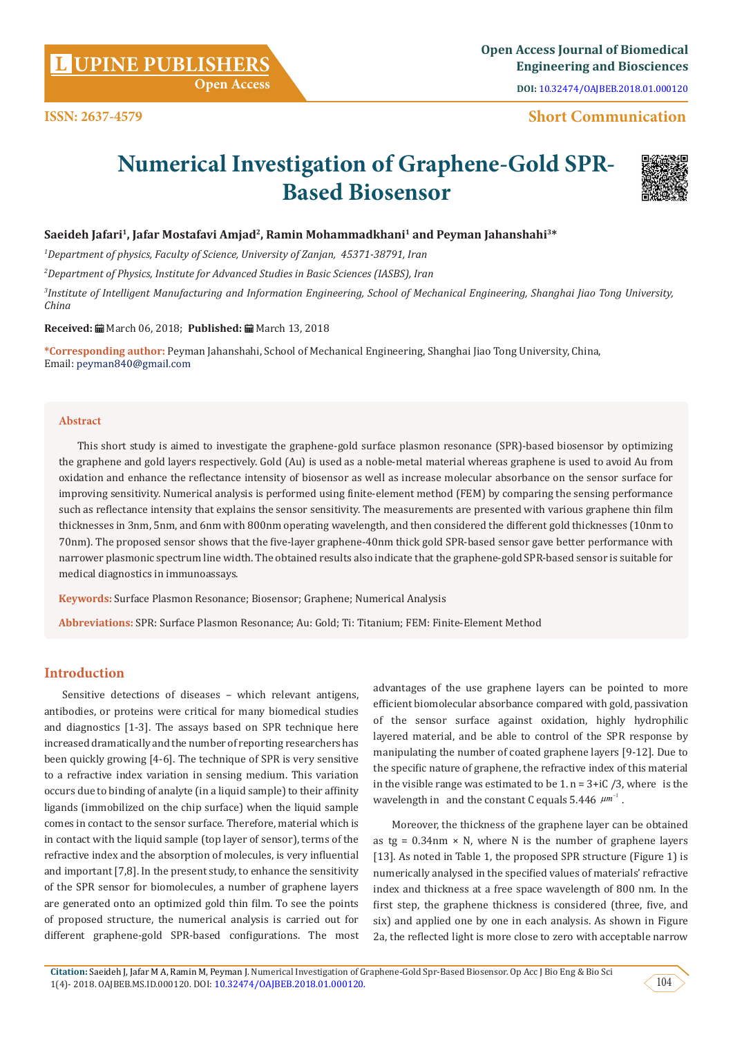ISSN: 2637-4579

**Short Communication**

# Numerical Investigation of Graphene-Gold SPR-Based Biosensor

**Saeideh Jafari[1], Jafar Mostafavi Amjad[2], Ramin Mohammadkhani[1] and Peyman Jahanshahi[3]***

[1]*Department of physics, Faculty of Science, University of Zanjan, 45371-38791, Iran*

[2]*Department of Physics, Institute for Advanced Studies in Basic Sciences (IASBS), Iran*

[3]*Institute of Intelligent Manufacturing and Information Engineering, School of Mechanical Engineering, Shanghai Jiao Tong University, China*

**Received:** March 06, 2018; **Published:** March 13, 2018

**\*Corresponding author:** Peyman Jahanshahi, School of Mechanical Engineering, Shanghai Jiao Tong University, China, Email: peyman840@gmail.com

## Abstract

This short study is aimed to investigate the graphene-gold surface plasmon resonance (SPR)-based biosensor by optimizing the graphene and gold layers respectively. Gold (Au) is used as a noble-metal material whereas graphene is used to avoid Au from oxidation and enhance the reflectance intensity of biosensor as well as increase molecular absorbance on the sensor surface for improving sensitivity. Numerical analysis is performed using finite-element method (FEM) by comparing the sensing performance such as reflectance intensity that explains the sensor sensitivity. The measurements are presented with various graphene thin film thicknesses in 3nm, 5nm, and 6nm with 800nm operating wavelength, and then considered the different gold thicknesses (10nm to 70nm). The proposed sensor shows that the five-layer graphene-40nm thick gold SPR-based sensor gave better performance with narrower plasmonic spectrum line width. The obtained results also indicate that the graphene-gold SPR-based sensor is suitable for medical diagnostics in immunoassays.

**Keywords:** Surface Plasmon Resonance; Biosensor; Graphene; Numerical Analysis

**Abbreviations:** SPR: Surface Plasmon Resonance; Au: Gold; Ti: Titanium; FEM: Finite-Element Method

## Introduction

Sensitive detections of diseases – which relevant antigens, antibodies, or proteins were critical for many biomedical studies and diagnostics [1-3]. The assays based on SPR technique here increased dramatically and the number of reporting researchers has been quickly growing [4-6]. The technique of SPR is very sensitive to a refractive index variation in sensing medium. This variation occurs due to binding of analyte (in a liquid sample) to their affinity ligands (immobilized on the chip surface) when the liquid sample comes in contact to the sensor surface. Therefore, material which is in contact with the liquid sample (top layer of sensor), terms of the refractive index and the absorption of molecules, is very influential and important [7,8]. In the present study, to enhance the sensitivity of the SPR sensor for biomolecules, a number of graphene layers are generated onto an optimized gold thin film. To see the points of proposed structure, the numerical analysis is carried out for different graphene-gold SPR-based configurations. The most advantages of the use graphene layers can be pointed to more efficient biomolecular absorbance compared with gold, passivation of the sensor surface against oxidation, highly hydrophilic layered material, and be able to control of the SPR response by manipulating the number of coated graphene layers [9-12]. Due to the specific nature of graphene, the refractive index of this material in the visible range was estimated to be 1. n = 3+iC /3, where is the wavelength in and the constant C equals 5.446 $\mu m^{-1}$ .

Moreover, the thickness of the graphene layer can be obtained as tg = 0.34nm × N, where N is the number of graphene layers [13]. As noted in Table 1, the proposed SPR structure (Figure 1) is numerically analysed in the specified values of materials' refractive index and thickness at a free space wavelength of 800 nm. In the first step, the graphene thickness is considered (three, five, and six) and applied one by one in each analysis. As shown in Figure 2a, the reflected light is more close to zero with acceptable narrow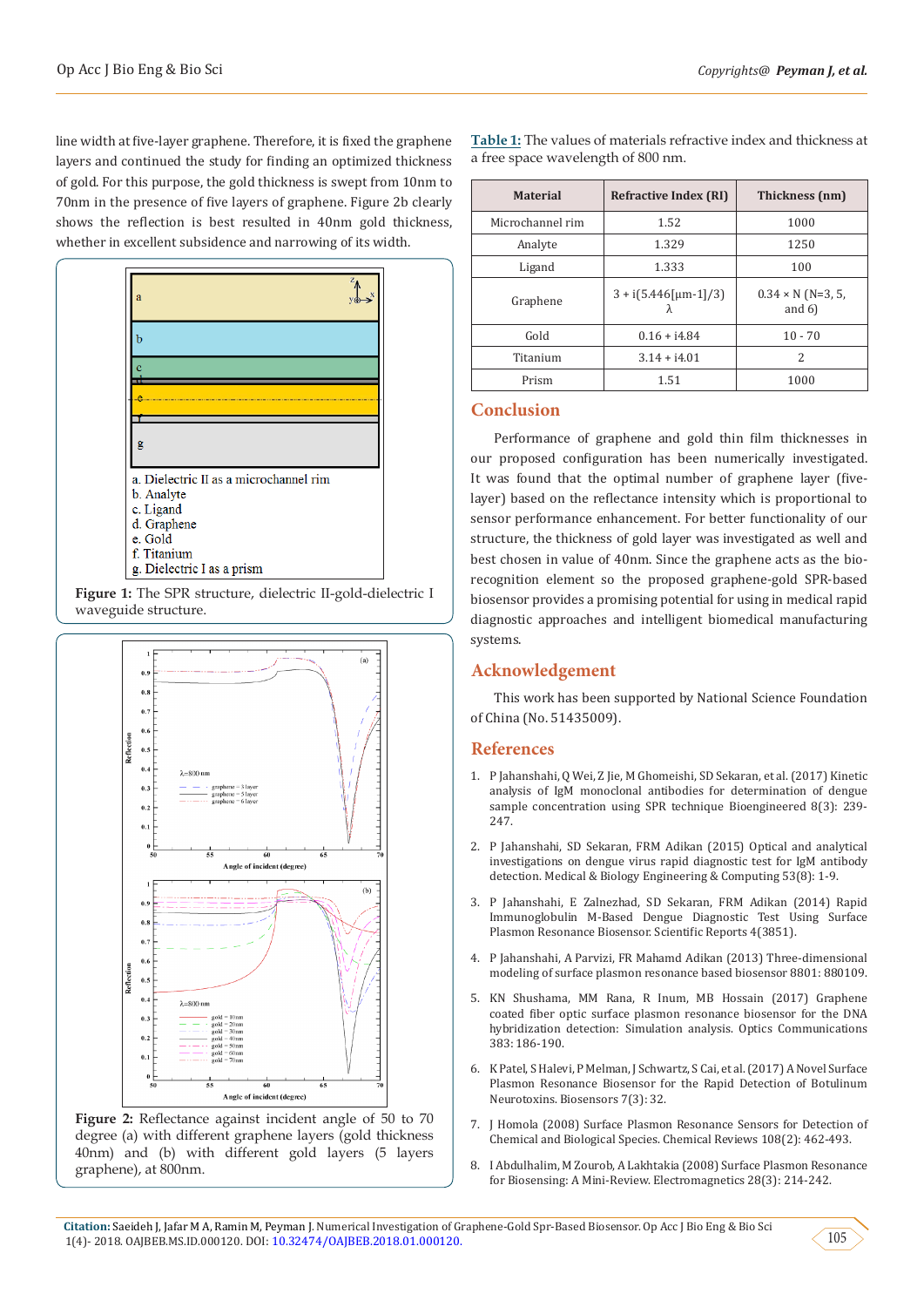line width at five-layer graphene. Therefore, it is fixed the graphene layers and continued the study for finding an optimized thickness of gold. For this purpose, the gold thickness is swept from 10nm to 70nm in the presence of five layers of graphene. Figure 2b clearly shows the reflection is best resulted in 40nm gold thickness, whether in excellent subsidence and narrowing of its width.

a. Dielectric II as a microchannel rim
b. Analyte
c. Ligand
d. Graphene
e. Gold
f. Titanium
g. Dielectric I as a prism

**Figure 1:** The SPR structure, dielectric II-gold-dielectric I waveguide structure.

**Figure 2:** Reflectance against incident angle of 50 to 70 degree (a) with different graphene layers (gold thickness 40nm) and (b) with different gold layers (5 layers graphene), at 800nm.

**Table 1:** The values of materials refractive index and thickness at a free space wavelength of 800 nm.

| Material | Refractive Index (RI) | Thickness (nm) |
|---|---|---|
| Microchannel rim | 1.52 | 1000 |
| Analyte | 1.329 | 1250 |
| Ligand | 1.333 | 100 |
| Graphene | 3 + i(5.446[μm-1]/3) λ | 0.34 × N (N=3, 5, and 6) |
| Gold | 0.16 + i4.84 | 10 - 70 |
| Titanium | 3.14 + i4.01 | 2 |
| Prism | 1.51 | 1000 |

## Conclusion

Performance of graphene and gold thin film thicknesses in our proposed configuration has been numerically investigated. It was found that the optimal number of graphene layer (five-layer) based on the reflectance intensity which is proportional to sensor performance enhancement. For better functionality of our structure, the thickness of gold layer was investigated as well and best chosen in value of 40nm. Since the graphene acts as the bio-recognition element so the proposed graphene-gold SPR-based biosensor provides a promising potential for using in medical rapid diagnostic approaches and intelligent biomedical manufacturing systems.

## Acknowledgement

This work has been supported by National Science Foundation of China (No. 51435009).

## References

1. P Jahanshahi, Q Wei, Z Jie, M Ghomeishi, SD Sekaran, et al. (2017) Kinetic analysis of IgM monoclonal antibodies for determination of dengue sample concentration using SPR technique Bioengineered 8(3): 239-247.
2. P Jahanshahi, SD Sekaran, FRM Adikan (2015) Optical and analytical investigations on dengue virus rapid diagnostic test for IgM antibody detection. Medical & Biology Engineering & Computing 53(8): 1-9.
3. P Jahanshahi, E Zalnezhad, SD Sekaran, FRM Adikan (2014) Rapid Immunoglobulin M-Based Dengue Diagnostic Test Using Surface Plasmon Resonance Biosensor. Scientific Reports 4(3851).
4. P Jahanshahi, A Parvizi, FR Mahamd Adikan (2013) Three-dimensional modeling of surface plasmon resonance based biosensor 8801: 880109.
5. KN Shushama, MM Rana, R Inum, MB Hossain (2017) Graphene coated fiber optic surface plasmon resonance biosensor for the DNA hybridization detection: Simulation analysis. Optics Communications 383: 186-190.
6. K Patel, S Halevi, P Melman, J Schwartz, S Cai, et al. (2017) A Novel Surface Plasmon Resonance Biosensor for the Rapid Detection of Botulinum Neurotoxins. Biosensors 7(3): 32.
7. J Homola (2008) Surface Plasmon Resonance Sensors for Detection of Chemical and Biological Species. Chemical Reviews 108(2): 462-493.
8. I Abdulhalim, M Zourob, A Lakhtakia (2008) Surface Plasmon Resonance for Biosensing: A Mini-Review. Electromagnetics 28(3): 214-242.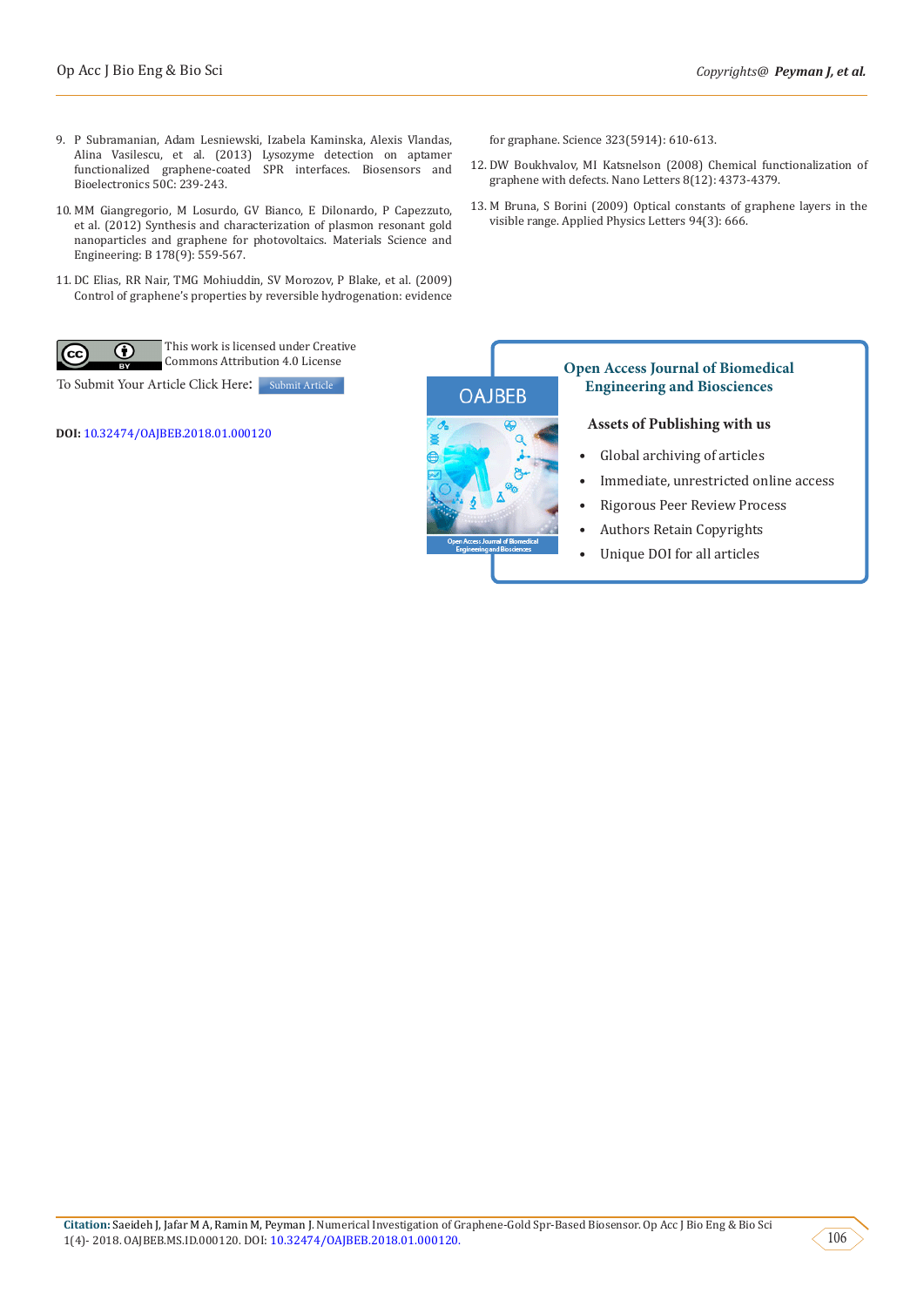9. P Subramanian, Adam Lesniewski, Izabela Kaminska, Alexis Vlandas, Alina Vasilescu, et al. (2013) Lysozyme detection on aptamer functionalized graphene-coated SPR interfaces. Biosensors and Bioelectronics 50C: 239-243.

10. MM Giangregorio, M Losurdo, GV Bianco, E Dilonardo, P Capezzuto, et al. (2012) Synthesis and characterization of plasmon resonant gold nanoparticles and graphene for photovoltaics. Materials Science and Engineering: B 178(9): 559-567.

11. DC Elias, RR Nair, TMG Mohiuddin, SV Morozov, P Blake, et al. (2009) Control of graphene's properties by reversible hydrogenation: evidence for graphane. Science 323(5914): 610-613.

12. DW Boukhvalov, MI Katsnelson (2008) Chemical functionalization of graphene with defects. Nano Letters 8(12): 4373-4379.

13. M Bruna, S Borini (2009) Optical constants of graphene layers in the visible range. Applied Physics Letters 94(3): 666.

This work is licensed under Creative Commons Attribution 4.0 License

To Submit Your Article Click Here: Submit Article

**DOI:** 10.32474/OAJBEB.2018.01.000120

**Open Access Journal of Biomedical Engineering and Biosciences**

OAJBEB

**Assets of Publishing with us**

- Global archiving of articles
- Immediate, unrestricted online access
- Rigorous Peer Review Process
- Authors Retain Copyrights
- Unique DOI for all articles

**Citation:** Saeideh J, Jafar M A, Ramin M, Peyman J. Numerical Investigation of Graphene-Gold Spr-Based Biosensor. Op Acc J Bio Eng & Bio Sci 1(4)- 2018. OAJBEB.MS.ID.000120. DOI: 10.32474/OAJBEB.2018.01.000120.